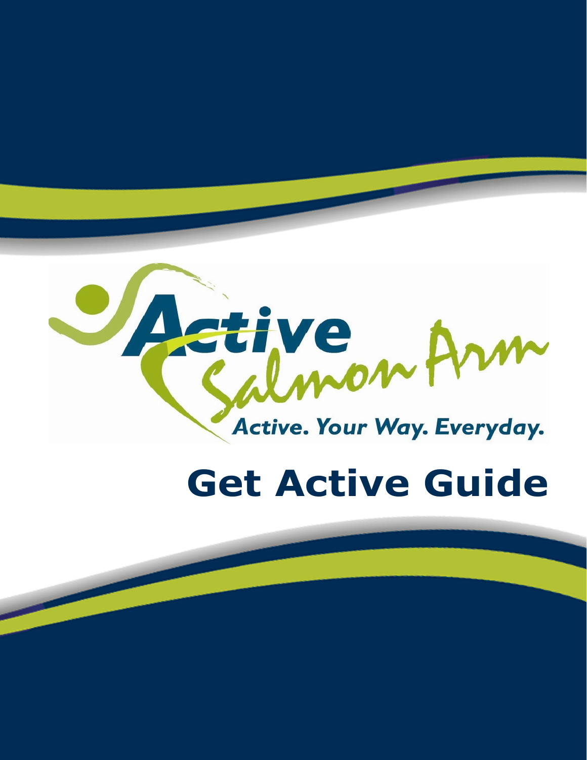Active Salmon Arm

*Active. Your Way. Everyday.*

# Get Active Guide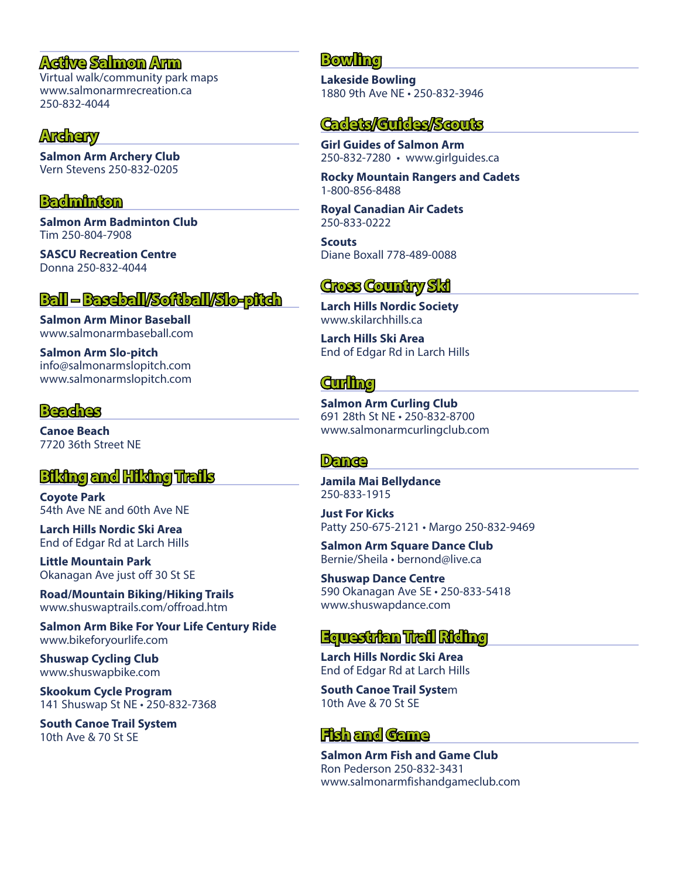## Active Salmon Arm

Virtual walk/community park maps
www.salmonarmrecreation.ca
250-832-4044

## Archery

**Salmon Arm Archery Club**
Vern Stevens 250-832-0205

## Badminton

**Salmon Arm Badminton Club**
Tim 250-804-7908

**SASCU Recreation Centre**
Donna 250-832-4044

## Ball – Baseball/Softball/Slo-pitch

**Salmon Arm Minor Baseball**
www.salmonarmbaseball.com

**Salmon Arm Slo-pitch**
info@salmonarmslopitch.com
www.salmonarmslopitch.com

## Beaches

**Canoe Beach**
7720 36th Street NE

## Biking and Hiking Trails

**Coyote Park**
54th Ave NE and 60th Ave NE

**Larch Hills Nordic Ski Area**
End of Edgar Rd at Larch Hills

**Little Mountain Park**
Okanagan Ave just off 30 St SE

**Road/Mountain Biking/Hiking Trails**
www.shuswaptrails.com/offroad.htm

**Salmon Arm Bike For Your Life Century Ride**
www.bikeforyourlife.com

**Shuswap Cycling Club**
www.shuswapbike.com

**Skookum Cycle Program**
141 Shuswap St NE • 250-832-7368

**South Canoe Trail System**
10th Ave & 70 St SE

## Bowling

**Lakeside Bowling**
1880 9th Ave NE • 250-832-3946

## Cadets/Guides/Scouts

**Girl Guides of Salmon Arm**
250-832-7280 • www.girlguides.ca

**Rocky Mountain Rangers and Cadets**
1-800-856-8488

**Royal Canadian Air Cadets**
250-833-0222

**Scouts**
Diane Boxall 778-489-0088

## Cross Country Ski

**Larch Hills Nordic Society**
www.skilarchhills.ca

**Larch Hills Ski Area**
End of Edgar Rd in Larch Hills

## Curling

**Salmon Arm Curling Club**
691 28th St NE • 250-832-8700
www.salmonarmcurlingclub.com

## Dance

**Jamila Mai Bellydance**
250-833-1915

**Just For Kicks**
Patty 250-675-2121 • Margo 250-832-9469

**Salmon Arm Square Dance Club**
Bernie/Sheila • bernond@live.ca

**Shuswap Dance Centre**
590 Okanagan Ave SE • 250-833-5418
www.shuswapdance.com

## Equestrian Trail Riding

**Larch Hills Nordic Ski Area**
End of Edgar Rd at Larch Hills

**South Canoe Trail System**
10th Ave & 70 St SE

## Fish and Game

**Salmon Arm Fish and Game Club**
Ron Pederson 250-832-3431
www.salmonarmfishandgameclub.com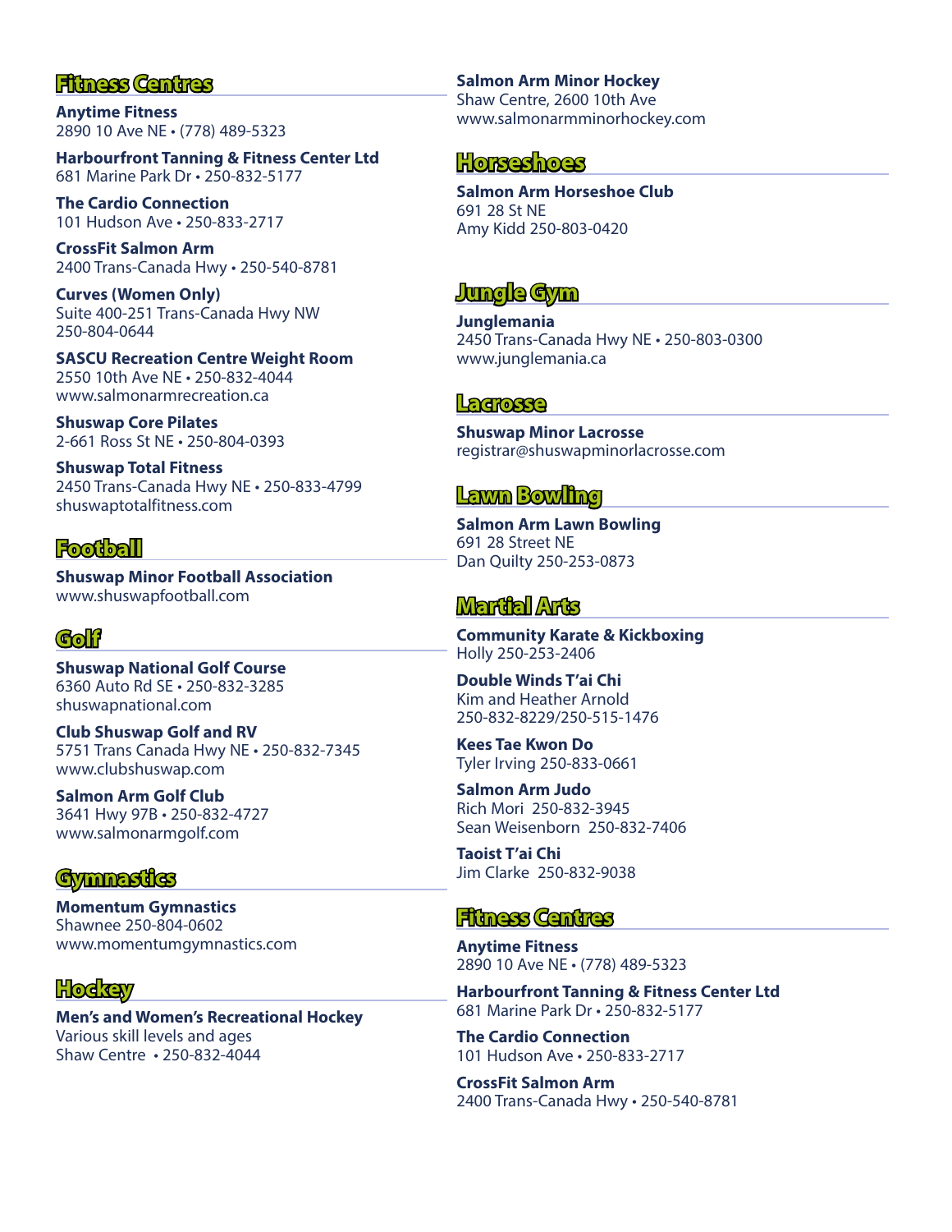## Fitness Centres

**Anytime Fitness**
2890 10 Ave NE • (778) 489-5323

**Harbourfront Tanning & Fitness Center Ltd**
681 Marine Park Dr • 250-832-5177

**The Cardio Connection**
101 Hudson Ave • 250-833-2717

**CrossFit Salmon Arm**
2400 Trans-Canada Hwy • 250-540-8781

**Curves (Women Only)**
Suite 400-251 Trans-Canada Hwy NW
250-804-0644

**SASCU Recreation Centre Weight Room**
2550 10th Ave NE • 250-832-4044
www.salmonarmrecreation.ca

**Shuswap Core Pilates**
2-661 Ross St NE • 250-804-0393

**Shuswap Total Fitness**
2450 Trans-Canada Hwy NE • 250-833-4799
shuswaptotalfitness.com

## Football

**Shuswap Minor Football Association**
www.shuswapfootball.com

## Golf

**Shuswap National Golf Course**
6360 Auto Rd SE • 250-832-3285
shuswapnational.com

**Club Shuswap Golf and RV**
5751 Trans Canada Hwy NE • 250-832-7345
www.clubshuswap.com

**Salmon Arm Golf Club**
3641 Hwy 97B • 250-832-4727
www.salmonarmgolf.com

## Gymnastics

**Momentum Gymnastics**
Shawnee 250-804-0602
www.momentumgymnastics.com

## Hockey

**Men's and Women's Recreational Hockey**
Various skill levels and ages
Shaw Centre • 250-832-4044

**Salmon Arm Minor Hockey**
Shaw Centre, 2600 10th Ave
www.salmonarmminorhockey.com

## Horseshoes

**Salmon Arm Horseshoe Club**
691 28 St NE
Amy Kidd 250-803-0420

## Jungle Gym

**Junglemania**
2450 Trans-Canada Hwy NE • 250-803-0300
www.junglemania.ca

## Lacrosse

**Shuswap Minor Lacrosse**
registrar@shuswapminorlacrosse.com

## Lawn Bowling

**Salmon Arm Lawn Bowling**
691 28 Street NE
Dan Quilty 250-253-0873

## Martial Arts

**Community Karate & Kickboxing**
Holly 250-253-2406

**Double Winds T'ai Chi**
Kim and Heather Arnold
250-832-8229/250-515-1476

**Kees Tae Kwon Do**
Tyler Irving 250-833-0661

**Salmon Arm Judo**
Rich Mori 250-832-3945
Sean Weisenborn 250-832-7406

**Taoist T'ai Chi**
Jim Clarke 250-832-9038

## Fitness Centres

**Anytime Fitness**
2890 10 Ave NE • (778) 489-5323

**Harbourfront Tanning & Fitness Center Ltd**
681 Marine Park Dr • 250-832-5177

**The Cardio Connection**
101 Hudson Ave • 250-833-2717

**CrossFit Salmon Arm**
2400 Trans-Canada Hwy • 250-540-8781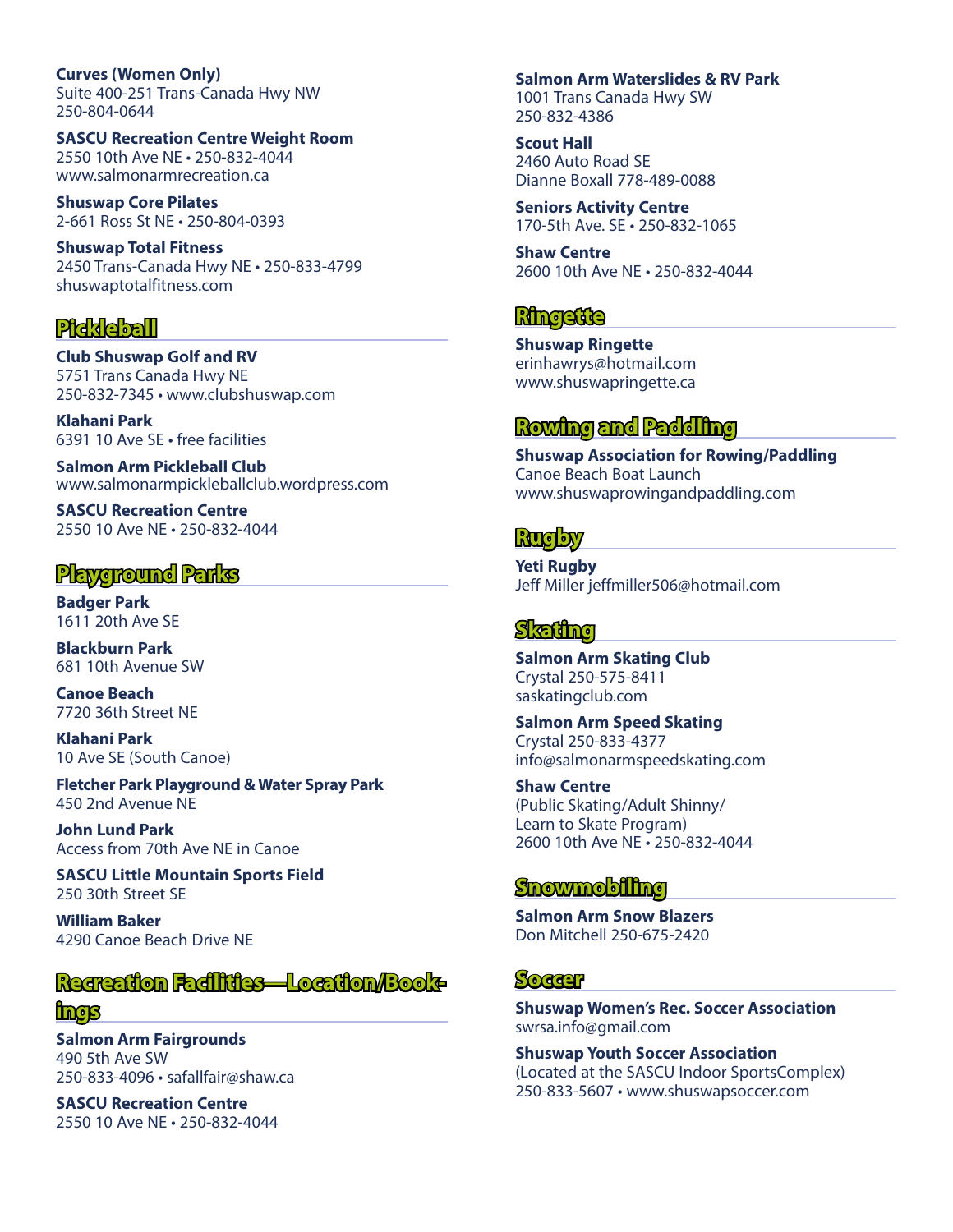**Curves (Women Only)**
Suite 400-251 Trans-Canada Hwy NW
250-804-0644

**SASCU Recreation Centre Weight Room**
2550 10th Ave NE • 250-832-4044
www.salmonarmrecreation.ca

**Shuswap Core Pilates**
2-661 Ross St NE • 250-804-0393

**Shuswap Total Fitness**
2450 Trans-Canada Hwy NE • 250-833-4799
shuswaptotalfitness.com

## Pickleball

**Club Shuswap Golf and RV**
5751 Trans Canada Hwy NE
250-832-7345 • www.clubshuswap.com

**Klahani Park**
6391 10 Ave SE • free facilities

**Salmon Arm Pickleball Club**
www.salmonarmpickleballclub.wordpress.com

**SASCU Recreation Centre**
2550 10 Ave NE • 250-832-4044

## Playground Parks

**Badger Park**
1611 20th Ave SE

**Blackburn Park**
681 10th Avenue SW

**Canoe Beach**
7720 36th Street NE

**Klahani Park**
10 Ave SE (South Canoe)

**Fletcher Park Playground & Water Spray Park**
450 2nd Avenue NE

**John Lund Park**
Access from 70th Ave NE in Canoe

**SASCU Little Mountain Sports Field**
250 30th Street SE

**William Baker**
4290 Canoe Beach Drive NE

## Recreation Facilities—Location/Bookings

**Salmon Arm Fairgrounds**
490 5th Ave SW
250-833-4096 • safallfair@shaw.ca

**SASCU Recreation Centre**
2550 10 Ave NE • 250-832-4044

**Salmon Arm Waterslides & RV Park**
1001 Trans Canada Hwy SW
250-832-4386

**Scout Hall**
2460 Auto Road SE
Dianne Boxall 778-489-0088

**Seniors Activity Centre**
170-5th Ave. SE • 250-832-1065

**Shaw Centre**
2600 10th Ave NE • 250-832-4044

## Ringette

**Shuswap Ringette**
erinhawrys@hotmail.com
www.shuswapringette.ca

## Rowing and Paddling

**Shuswap Association for Rowing/Paddling**
Canoe Beach Boat Launch
www.shuswaprowingandpaddling.com

## Rugby

**Yeti Rugby**
Jeff Miller jeffmiller506@hotmail.com

## Skating

**Salmon Arm Skating Club**
Crystal 250-575-8411
saskatingclub.com

**Salmon Arm Speed Skating**
Crystal 250-833-4377
info@salmonarmspeedskating.com

**Shaw Centre**
(Public Skating/Adult Shinny/
Learn to Skate Program)
2600 10th Ave NE • 250-832-4044

## Snowmobiling

**Salmon Arm Snow Blazers**
Don Mitchell 250-675-2420

## Soccer

**Shuswap Women's Rec. Soccer Association**
swrsa.info@gmail.com

**Shuswap Youth Soccer Association**
(Located at the SASCU Indoor SportsComplex)
250-833-5607 • www.shuswapsoccer.com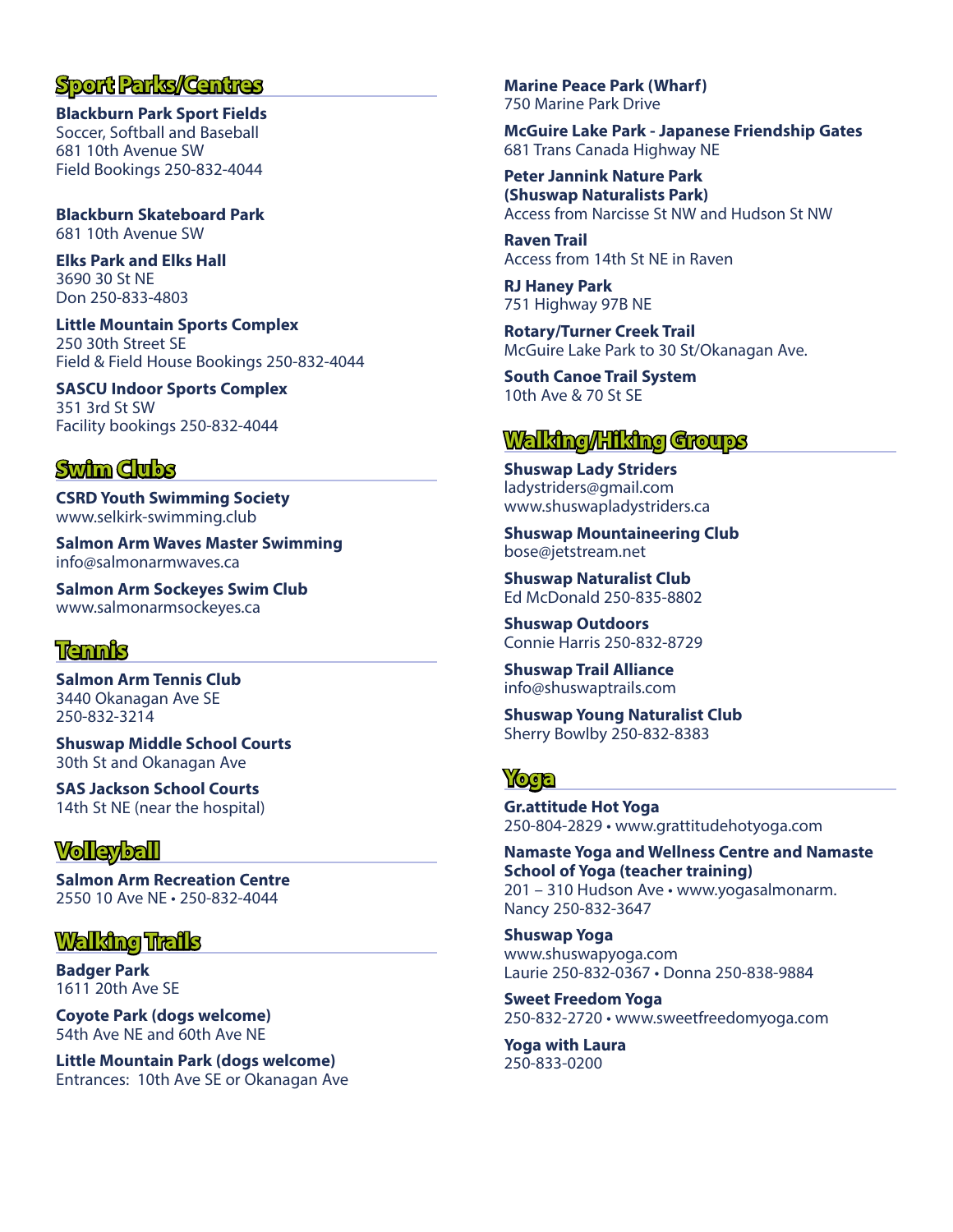## Sport Parks/Centres

**Blackburn Park Sport Fields**
Soccer, Softball and Baseball
681 10th Avenue SW
Field Bookings 250-832-4044

**Blackburn Skateboard Park**
681 10th Avenue SW

**Elks Park and Elks Hall**
3690 30 St NE
Don 250-833-4803

**Little Mountain Sports Complex**
250 30th Street SE
Field & Field House Bookings 250-832-4044

**SASCU Indoor Sports Complex**
351 3rd St SW
Facility bookings 250-832-4044

## Swim Clubs

**CSRD Youth Swimming Society**
www.selkirk-swimming.club

**Salmon Arm Waves Master Swimming**
info@salmonarmwaves.ca

**Salmon Arm Sockeyes Swim Club**
www.salmonarmsockeyes.ca

## Tennis

**Salmon Arm Tennis Club**
3440 Okanagan Ave SE
250-832-3214

**Shuswap Middle School Courts**
30th St and Okanagan Ave

**SAS Jackson School Courts**
14th St NE (near the hospital)

## Volleyball

**Salmon Arm Recreation Centre**
2550 10 Ave NE • 250-832-4044

## Walking Trails

**Badger Park**
1611 20th Ave SE

**Coyote Park (dogs welcome)**
54th Ave NE and 60th Ave NE

**Little Mountain Park (dogs welcome)**
Entrances: 10th Ave SE or Okanagan Ave

**Marine Peace Park (Wharf)**
750 Marine Park Drive

**McGuire Lake Park - Japanese Friendship Gates**
681 Trans Canada Highway NE

**Peter Jannink Nature Park (Shuswap Naturalists Park)**
Access from Narcisse St NW and Hudson St NW

**Raven Trail**
Access from 14th St NE in Raven

**RJ Haney Park**
751 Highway 97B NE

**Rotary/Turner Creek Trail**
McGuire Lake Park to 30 St/Okanagan Ave.

**South Canoe Trail System**
10th Ave & 70 St SE

## Walking/Hiking Groups

**Shuswap Lady Striders**
ladystriders@gmail.com
www.shuswapladystriders.ca

**Shuswap Mountaineering Club**
bose@jetstream.net

**Shuswap Naturalist Club**
Ed McDonald 250-835-8802

**Shuswap Outdoors**
Connie Harris 250-832-8729

**Shuswap Trail Alliance**
info@shuswaptrails.com

**Shuswap Young Naturalist Club**
Sherry Bowlby 250-832-8383

## Yoga

**Gr.attitude Hot Yoga**
250-804-2829 • www.grattitudehotyoga.com

**Namaste Yoga and Wellness Centre and Namaste School of Yoga (teacher training)**
201 – 310 Hudson Ave • www.yogasalmonarm.
Nancy 250-832-3647

**Shuswap Yoga**
www.shuswapyoga.com
Laurie 250-832-0367 • Donna 250-838-9884

**Sweet Freedom Yoga**
250-832-2720 • www.sweetfreedomyoga.com

**Yoga with Laura**
250-833-0200